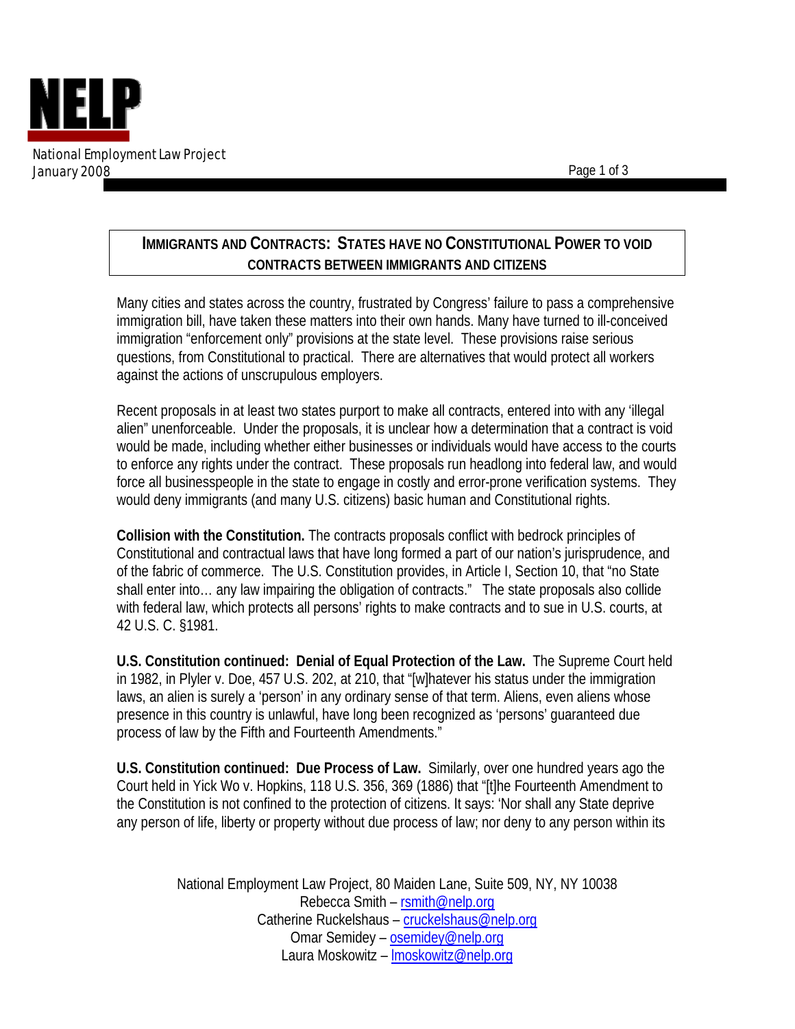**NELP**

National Employment Law Project
January 2008

## IMMIGRANTS AND CONTRACTS: STATES HAVE NO CONSTITUTIONAL POWER TO VOID CONTRACTS BETWEEN IMMIGRANTS AND CITIZENS

Many cities and states across the country, frustrated by Congress' failure to pass a comprehensive immigration bill, have taken these matters into their own hands. Many have turned to ill-conceived immigration "enforcement only" provisions at the state level. These provisions raise serious questions, from Constitutional to practical. There are alternatives that would protect all workers against the actions of unscrupulous employers.

Recent proposals in at least two states purport to make all contracts, entered into with any 'illegal alien" unenforceable. Under the proposals, it is unclear how a determination that a contract is void would be made, including whether either businesses or individuals would have access to the courts to enforce any rights under the contract. These proposals run headlong into federal law, and would force all businesspeople in the state to engage in costly and error-prone verification systems. They would deny immigrants (and many U.S. citizens) basic human and Constitutional rights.

**Collision with the Constitution.** The contracts proposals conflict with bedrock principles of Constitutional and contractual laws that have long formed a part of our nation's jurisprudence, and of the fabric of commerce. The U.S. Constitution provides, in Article I, Section 10, that "no State shall enter into… any law impairing the obligation of contracts." The state proposals also collide with federal law, which protects all persons' rights to make contracts and to sue in U.S. courts, at 42 U.S. C. §1981.

**U.S. Constitution continued: Denial of Equal Protection of the Law.** The Supreme Court held in 1982, in Plyler v. Doe, 457 U.S. 202, at 210, that "[w]hatever his status under the immigration laws, an alien is surely a 'person' in any ordinary sense of that term. Aliens, even aliens whose presence in this country is unlawful, have long been recognized as 'persons' guaranteed due process of law by the Fifth and Fourteenth Amendments."

**U.S. Constitution continued: Due Process of Law.** Similarly, over one hundred years ago the Court held in Yick Wo v. Hopkins, 118 U.S. 356, 369 (1886) that "[t]he Fourteenth Amendment to the Constitution is not confined to the protection of citizens. It says: 'Nor shall any State deprive any person of life, liberty or property without due process of law; nor deny to any person within its

National Employment Law Project, 80 Maiden Lane, Suite 509, NY, NY 10038
Rebecca Smith – rsmith@nelp.org
Catherine Ruckelshaus – cruckelshaus@nelp.org
Omar Semidey – osemidey@nelp.org
Laura Moskowitz – lmoskowitz@nelp.org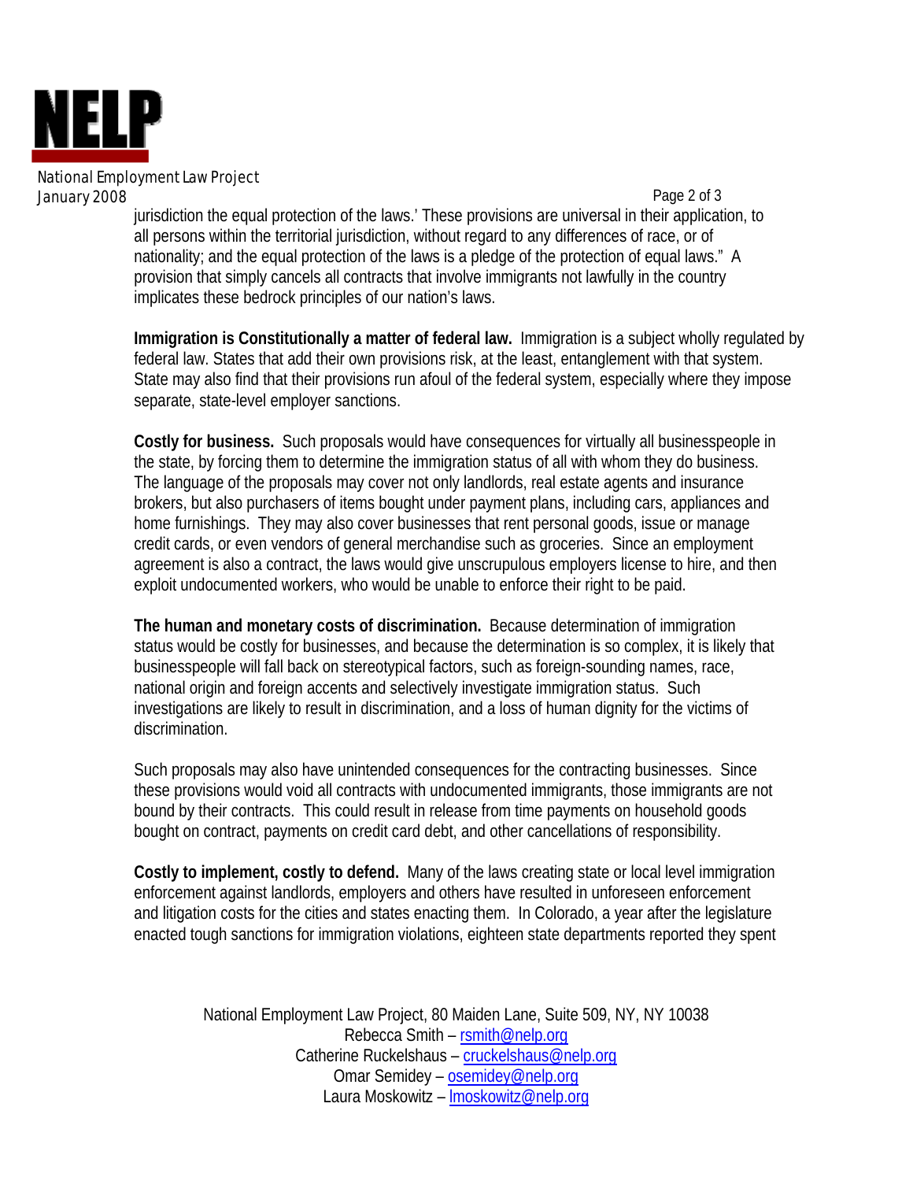jurisdiction the equal protection of the laws.' These provisions are universal in their application, to all persons within the territorial jurisdiction, without regard to any differences of race, or of nationality; and the equal protection of the laws is a pledge of the protection of equal laws." A provision that simply cancels all contracts that involve immigrants not lawfully in the country implicates these bedrock principles of our nation's laws.

**Immigration is Constitutionally a matter of federal law.** Immigration is a subject wholly regulated by federal law. States that add their own provisions risk, at the least, entanglement with that system. State may also find that their provisions run afoul of the federal system, especially where they impose separate, state-level employer sanctions.

**Costly for business.** Such proposals would have consequences for virtually all businesspeople in the state, by forcing them to determine the immigration status of all with whom they do business. The language of the proposals may cover not only landlords, real estate agents and insurance brokers, but also purchasers of items bought under payment plans, including cars, appliances and home furnishings. They may also cover businesses that rent personal goods, issue or manage credit cards, or even vendors of general merchandise such as groceries. Since an employment agreement is also a contract, the laws would give unscrupulous employers license to hire, and then exploit undocumented workers, who would be unable to enforce their right to be paid.

**The human and monetary costs of discrimination.** Because determination of immigration status would be costly for businesses, and because the determination is so complex, it is likely that businesspeople will fall back on stereotypical factors, such as foreign-sounding names, race, national origin and foreign accents and selectively investigate immigration status. Such investigations are likely to result in discrimination, and a loss of human dignity for the victims of discrimination.

Such proposals may also have unintended consequences for the contracting businesses. Since these provisions would void all contracts with undocumented immigrants, those immigrants are not bound by their contracts. This could result in release from time payments on household goods bought on contract, payments on credit card debt, and other cancellations of responsibility.

**Costly to implement, costly to defend.** Many of the laws creating state or local level immigration enforcement against landlords, employers and others have resulted in unforeseen enforcement and litigation costs for the cities and states enacting them. In Colorado, a year after the legislature enacted tough sanctions for immigration violations, eighteen state departments reported they spent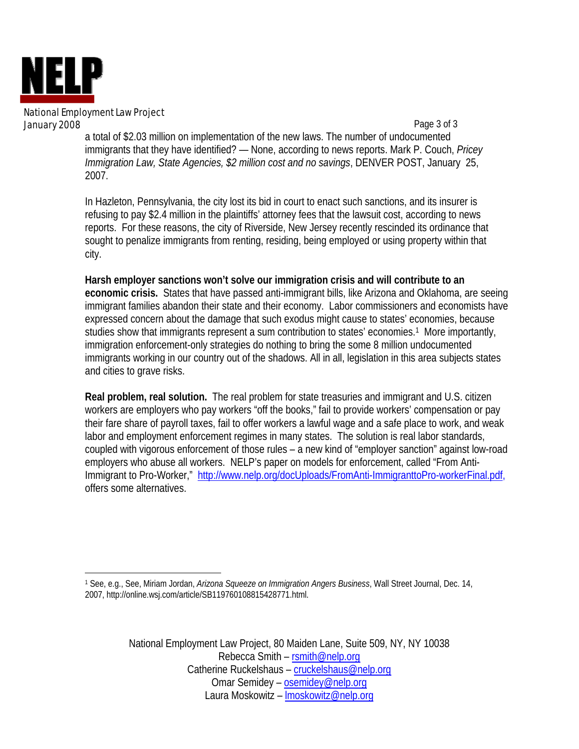a total of $2.03 million on implementation of the new laws. The number of undocumented immigrants that they have identified? — None, according to news reports. Mark P. Couch, *Pricey Immigration Law, State Agencies, $2 million cost and no savings*, DENVER POST, January 25, 2007.

In Hazleton, Pennsylvania, the city lost its bid in court to enact such sanctions, and its insurer is refusing to pay $2.4 million in the plaintiffs' attorney fees that the lawsuit cost, according to news reports. For these reasons, the city of Riverside, New Jersey recently rescinded its ordinance that sought to penalize immigrants from renting, residing, being employed or using property within that city.

**Harsh employer sanctions won't solve our immigration crisis and will contribute to an economic crisis.** States that have passed anti-immigrant bills, like Arizona and Oklahoma, are seeing immigrant families abandon their state and their economy. Labor commissioners and economists have expressed concern about the damage that such exodus might cause to states' economies, because studies show that immigrants represent a sum contribution to states' economies.[1] More importantly, immigration enforcement-only strategies do nothing to bring the some 8 million undocumented immigrants working in our country out of the shadows. All in all, legislation in this area subjects states and cities to grave risks.

**Real problem, real solution.** The real problem for state treasuries and immigrant and U.S. citizen workers are employers who pay workers "off the books," fail to provide workers' compensation or pay their fare share of payroll taxes, fail to offer workers a lawful wage and a safe place to work, and weak labor and employment enforcement regimes in many states. The solution is real labor standards, coupled with vigorous enforcement of those rules – a new kind of "employer sanction" against low-road employers who abuse all workers. NELP's paper on models for enforcement, called "From Anti-Immigrant to Pro-Worker," http://www.nelp.org/docUploads/FromAnti-ImmigranttoPro-workerFinal.pdf, offers some alternatives.

---

[1] See, e.g., See, Miriam Jordan, *Arizona Squeeze on Immigration Angers Business*, Wall Street Journal, Dec. 14, 2007, http://online.wsj.com/article/SB119760108815428771.html.

National Employment Law Project, 80 Maiden Lane, Suite 509, NY, NY 10038
Rebecca Smith – rsmith@nelp.org
Catherine Ruckelshaus – cruckelshaus@nelp.org
Omar Semidey – osemidey@nelp.org
Laura Moskowitz – lmoskowitz@nelp.org